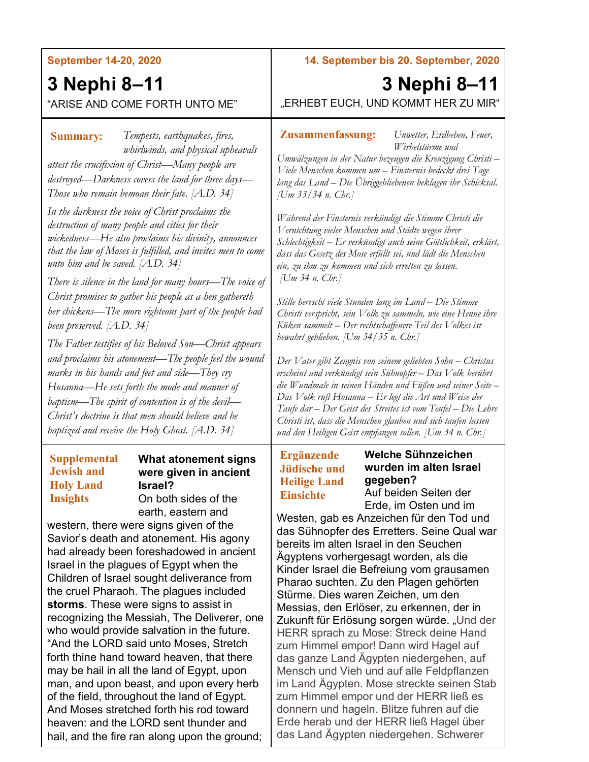September 14-20, 2020

# 3 Nephi 8–11

"ARISE AND COME FORTH UNTO ME"

**Summary:** *Tempests, earthquakes, fires, whirlwinds, and physical upheavals attest the crucifixion of Christ—Many people are destroyed—Darkness covers the land for three days—Those who remain bemoan their fate. [A.D. 34]*

*In the darkness the voice of Christ proclaims the destruction of many people and cities for their wickedness—He also proclaims his divinity, announces that the law of Moses is fulfilled, and invites men to come unto him and be saved. [A.D. 34]*

*There is silence in the land for many hours—The voice of Christ promises to gather his people as a hen gathereth her chickens—The more righteous part of the people had been preserved. [A.D. 34]*

*The Father testifies of his Beloved Son—Christ appears and proclaims his atonement—The people feel the wound marks in his hands and feet and side—They cry Hosanna—He sets forth the mode and manner of baptism—The spirit of contention is of the devil—Christ's doctrine is that men should believe and be baptized and receive the Holy Ghost. [A.D. 34]*

**Supplemental Jewish and Holy Land Insights**

**What atonement signs were given in ancient Israel?**

On both sides of the earth, eastern and western, there were signs given of the Savior's death and atonement. His agony had already been foreshadowed in ancient Israel in the plagues of Egypt when the Children of Israel sought deliverance from the cruel Pharaoh. The plagues included **storms**. These were signs to assist in recognizing the Messiah, The Deliverer, one who would provide salvation in the future. "And the LORD said unto Moses, Stretch forth thine hand toward heaven, that there may be hail in all the land of Egypt, upon man, and upon beast, and upon every herb of the field, throughout the land of Egypt. And Moses stretched forth his rod toward heaven: and the LORD sent thunder and hail, and the fire ran along upon the ground;

---

14. September bis 20. September, 2020

# 3 Nephi 8–11

„ERHEBT EUCH, UND KOMMT HER ZU MIR"

**Zusammenfassung:** *Unwetter, Erdbeben, Feuer, Wirbelstürme und Umwälzungen in der Natur bezeugen die Kreuzigung Christi – Viele Menschen kommen um – Finsternis bedeckt drei Tage lang das Land – Die Übriggebliebenen beklagen ihr Schicksal. [Um 33/34 n. Chr.]*

*Während der Finsternis verkündigt die Stimme Christi die Vernichtung vieler Menschen und Städte wegen ihrer Schlechtigkeit – Er verkündigt auch seine Göttlichkeit, erklärt, dass das Gesetz des Mose erfüllt sei, und lädt die Menschen ein, zu ihm zu kommen und sich erretten zu lassen. [Um 34 n. Chr.]*

*Stille herrscht viele Stunden lang im Land – Die Stimme Christi verspricht, sein Volk zu sammeln, wie eine Henne ihre Küken sammelt – Der rechtschaffenere Teil des Volkes ist bewahrt geblieben. [Um 34/35 n. Chr.]*

*Der Vater gibt Zeugnis von seinem geliebten Sohn – Christus erscheint und verkündigt sein Sühnopfer – Das Volk berührt die Wundmale in seinen Händen und Füßen und seiner Seite – Das Volk ruft Hosanna – Er legt die Art und Weise der Taufe dar – Der Geist des Streites ist vom Teufel – Die Lehre Christi ist, dass die Menschen glauben und sich taufen lassen und den Heiligen Geist empfangen sollen. [Um 34 n. Chr.]*

**Ergänzende Jüdische und Heilige Land Einsichte**

**Welche Sühnzeichen wurden im alten Israel gegeben?**

Auf beiden Seiten der Erde, im Osten und im Westen, gab es Anzeichen für den Tod und das Sühnopfer des Erretters. Seine Qual war bereits im alten Israel in den Seuchen Ägyptens vorhergesagt worden, als die Kinder Israel die Befreiung vom grausamen Pharao suchten. Zu den Plagen gehörten Stürme. Dies waren Zeichen, um den Messias, den Erlöser, zu erkennen, der in Zukunft für Erlösung sorgen würde. „Und der HERR sprach zu Mose: Streck deine Hand zum Himmel empor! Dann wird Hagel auf das ganze Land Ägypten niedergehen, auf Mensch und Vieh und auf alle Feldpflanzen im Land Ägypten. Mose streckte seinen Stab zum Himmel empor und der HERR ließ es donnern und hageln. Blitze fuhren auf die Erde herab und der HERR ließ Hagel über das Land Ägypten niedergehen. Schwerer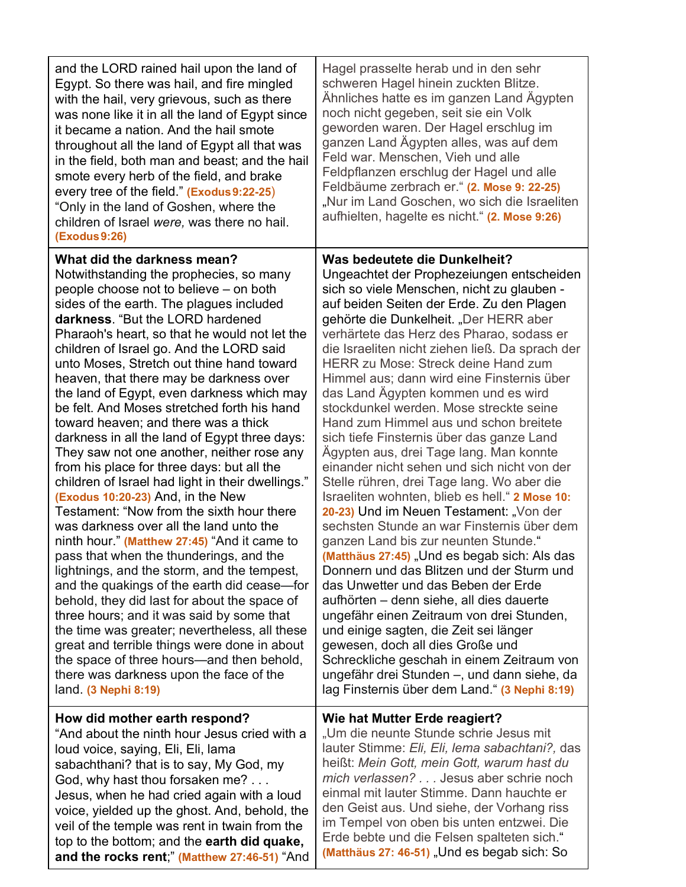| | |
|---|---|
| and the LORD rained hail upon the land of Egypt. So there was hail, and fire mingled with the hail, very grievous, such as there was none like it in all the land of Egypt since it became a nation. And the hail smote throughout all the land of Egypt all that was in the field, both man and beast; and the hail smote every herb of the field, and brake every tree of the field." **(Exodus 9:22-25)** "Only in the land of Goshen, where the children of Israel *were,* was there no hail. **(Exodus 9:26)** | Hagel prasselte herab und in den sehr schweren Hagel hinein zuckten Blitze. Ähnliches hatte es im ganzen Land Ägypten noch nicht gegeben, seit sie ein Volk geworden waren. Der Hagel erschlug im ganzen Land Ägypten alles, was auf dem Feld war. Menschen, Vieh und alle Feldpflanzen erschlug der Hagel und alle Feldbäume zerbrach er." **(2. Mose 9: 22-25)** „Nur im Land Goschen, wo sich die Israeliten aufhielten, hagelte es nicht." **(2. Mose 9:26)** |
| **What did the darkness mean?** Notwithstanding the prophecies, so many people choose not to believe – on both sides of the earth. The plagues included **darkness**. "But the LORD hardened Pharaoh's heart, so that he would not let the children of Israel go. And the LORD said unto Moses, Stretch out thine hand toward heaven, that there may be darkness over the land of Egypt, even darkness which may be felt. And Moses stretched forth his hand toward heaven; and there was a thick darkness in all the land of Egypt three days: They saw not one another, neither rose any from his place for three days: but all the children of Israel had light in their dwellings." **(Exodus 10:20-23)** And, in the New Testament: "Now from the sixth hour there was darkness over all the land unto the ninth hour." **(Matthew 27:45)** "And it came to pass that when the thunderings, and the lightnings, and the storm, and the tempest, and the quakings of the earth did cease—for behold, they did last for about the space of three hours; and it was said by some that the time was greater; nevertheless, all these great and terrible things were done in about the space of three hours—and then behold, there was darkness upon the face of the land. **(3 Nephi 8:19)** | **Was bedeutete die Dunkelheit?** Ungeachtet der Prophezeiungen entscheiden sich so viele Menschen, nicht zu glauben - auf beiden Seiten der Erde. Zu den Plagen gehörte die Dunkelheit. „Der HERR aber verhärtete das Herz des Pharao, sodass er die Israeliten nicht ziehen ließ. Da sprach der HERR zu Mose: Streck deine Hand zum Himmel aus; dann wird eine Finsternis über das Land Ägypten kommen und es wird stockdunkel werden. Mose streckte seine Hand zum Himmel aus und schon breitete sich tiefe Finsternis über das ganze Land Ägypten aus, drei Tage lang. Man konnte einander nicht sehen und sich nicht von der Stelle rühren, drei Tage lang. Wo aber die Israeliten wohnten, blieb es hell." **2 Mose 10: 20-23)** Und im Neuen Testament: „Von der sechsten Stunde an war Finsternis über dem ganzen Land bis zur neunten Stunde." **(Matthäus 27:45)** „Und es begab sich: Als das Donnern und das Blitzen und der Sturm und das Unwetter und das Beben der Erde aufhörten – denn siehe, all dies dauerte ungefähr einen Zeitraum von drei Stunden, und einige sagten, die Zeit sei länger gewesen, doch all dies Große und Schreckliche geschah in einem Zeitraum von ungefähr drei Stunden –, und dann siehe, da lag Finsternis über dem Land." **(3 Nephi 8:19)** |
| **How did mother earth respond?** "And about the ninth hour Jesus cried with a loud voice, saying, Eli, Eli, lama sabachthani? that is to say, My God, my God, why hast thou forsaken me? . . . Jesus, when he had cried again with a loud voice, yielded up the ghost. And, behold, the veil of the temple was rent in twain from the top to the bottom; and the **earth did quake, and the rocks rent**;" **(Matthew 27:46-51)** "And | **Wie hat Mutter Erde reagiert?** „Um die neunte Stunde schrie Jesus mit lauter Stimme: *Eli, Eli, lema sabachtani?,* das heißt: *Mein Gott, mein Gott, warum hast du mich verlassen?* . . . Jesus aber schrie noch einmal mit lauter Stimme. Dann hauchte er den Geist aus. Und siehe, der Vorhang riss im Tempel von oben bis unten entzwei. Die Erde bebte und die Felsen spalteten sich." **(Matthäus 27: 46-51)** „Und es begab sich: So |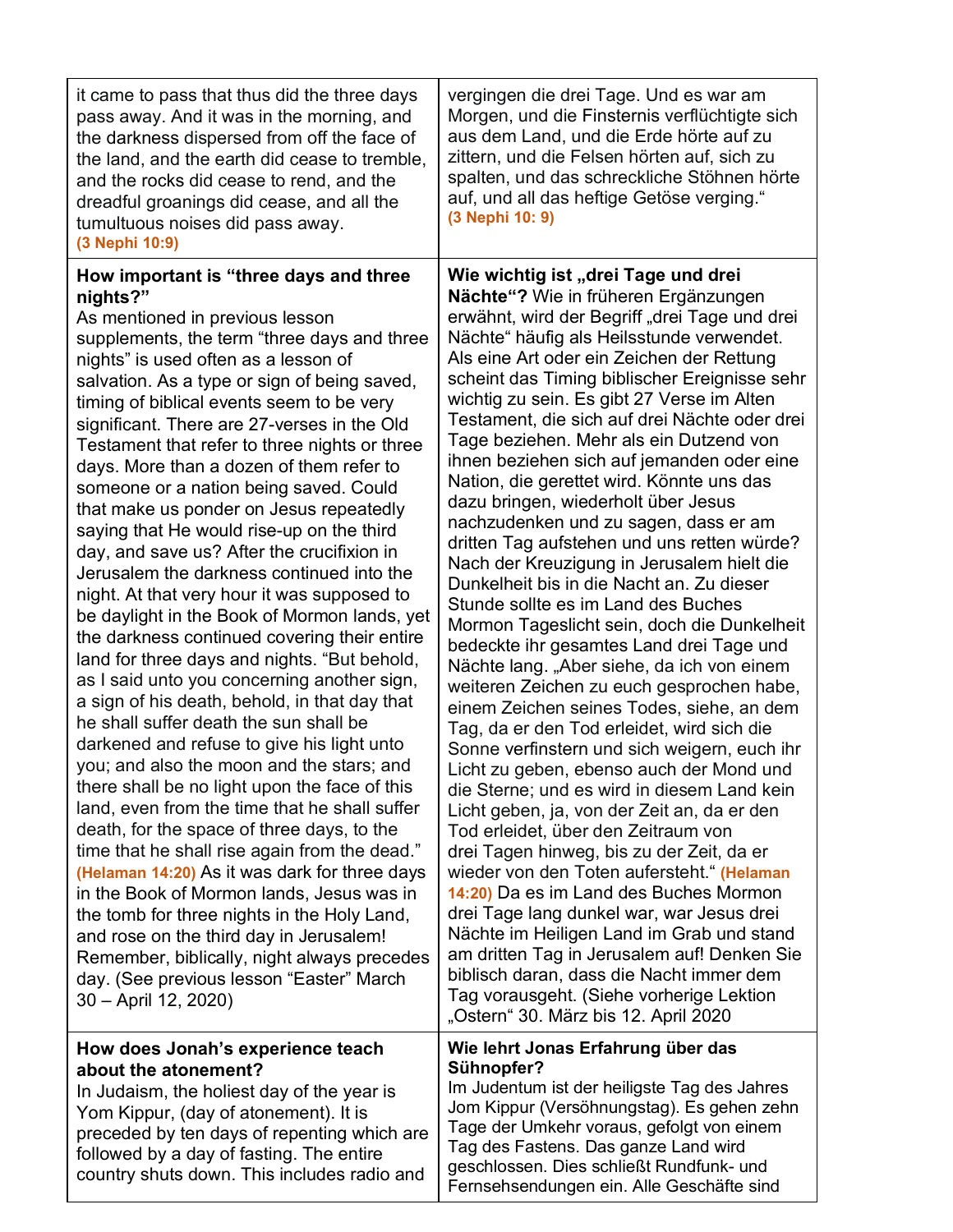| | |
|---|---|
| it came to pass that thus did the three days pass away. And it was in the morning, and the darkness dispersed from off the face of the land, and the earth did cease to tremble, and the rocks did cease to rend, and the dreadful groanings did cease, and all the tumultuous noises did pass away. **(3 Nephi 10:9)** | vergingen die drei Tage. Und es war am Morgen, und die Finsternis verflüchtigte sich aus dem Land, und die Erde hörte auf zu zittern, und die Felsen hörten auf, sich zu spalten, und das schreckliche Stöhnen hörte auf, und all das heftige Getöse verging.“ **(3 Nephi 10: 9)** |
| **How important is “three days and three nights?”** As mentioned in previous lesson supplements, the term “three days and three nights” is used often as a lesson of salvation. As a type or sign of being saved, timing of biblical events seem to be very significant. There are 27-verses in the Old Testament that refer to three nights or three days. More than a dozen of them refer to someone or a nation being saved. Could that make us ponder on Jesus repeatedly saying that He would rise-up on the third day, and save us? After the crucifixion in Jerusalem the darkness continued into the night. At that very hour it was supposed to be daylight in the Book of Mormon lands, yet the darkness continued covering their entire land for three days and nights. “But behold, as I said unto you concerning another sign, a sign of his death, behold, in that day that he shall suffer death the sun shall be darkened and refuse to give his light unto you; and also the moon and the stars; and there shall be no light upon the face of this land, even from the time that he shall suffer death, for the space of three days, to the time that he shall rise again from the dead.” **(Helaman 14:20)** As it was dark for three days in the Book of Mormon lands, Jesus was in the tomb for three nights in the Holy Land, and rose on the third day in Jerusalem! Remember, biblically, night always precedes day. (See previous lesson “Easter” March 30 – April 12, 2020) | **Wie wichtig ist „drei Tage und drei Nächte“?** Wie in früheren Ergänzungen erwähnt, wird der Begriff „drei Tage und drei Nächte“ häufig als Heilsstunde verwendet. Als eine Art oder ein Zeichen der Rettung scheint das Timing biblischer Ereignisse sehr wichtig zu sein. Es gibt 27 Verse im Alten Testament, die sich auf drei Nächte oder drei Tage beziehen. Mehr als ein Dutzend von ihnen beziehen sich auf jemanden oder eine Nation, die gerettet wird. Könnte uns das dazu bringen, wiederholt über Jesus nachzudenken und zu sagen, dass er am dritten Tag aufstehen und uns retten würde? Nach der Kreuzigung in Jerusalem hielt die Dunkelheit bis in die Nacht an. Zu dieser Stunde sollte es im Land des Buches Mormon Tageslicht sein, doch die Dunkelheit bedeckte ihr gesamtes Land drei Tage und Nächte lang. „Aber siehe, da ich von einem weiteren Zeichen zu euch gesprochen habe, einem Zeichen seines Todes, siehe, an dem Tag, da er den Tod erleidet, wird sich die Sonne verfinstern und sich weigern, euch ihr Licht zu geben, ebenso auch der Mond und die Sterne; und es wird in diesem Land kein Licht geben, ja, von der Zeit an, da er den Tod erleidet, über den Zeitraum von drei Tagen hinweg, bis zu der Zeit, da er wieder von den Toten aufersteht.“ **(Helaman 14:20)** Da es im Land des Buches Mormon drei Tage lang dunkel war, war Jesus drei Nächte im Heiligen Land im Grab und stand am dritten Tag in Jerusalem auf! Denken Sie biblisch daran, dass die Nacht immer dem Tag vorausgeht. (Siehe vorherige Lektion „Ostern“ 30. März bis 12. April 2020 |
| **How does Jonah’s experience teach about the atonement?** In Judaism, the holiest day of the year is Yom Kippur, (day of atonement). It is preceded by ten days of repenting which are followed by a day of fasting. The entire country shuts down. This includes radio and | **Wie lehrt Jonas Erfahrung über das Sühnopfer?** Im Judentum ist der heiligste Tag des Jahres Jom Kippur (Versöhnungstag). Es gehen zehn Tage der Umkehr voraus, gefolgt von einem Tag des Fastens. Das ganze Land wird geschlossen. Dies schließt Rundfunk- und Fernsehsendungen ein. Alle Geschäfte sind |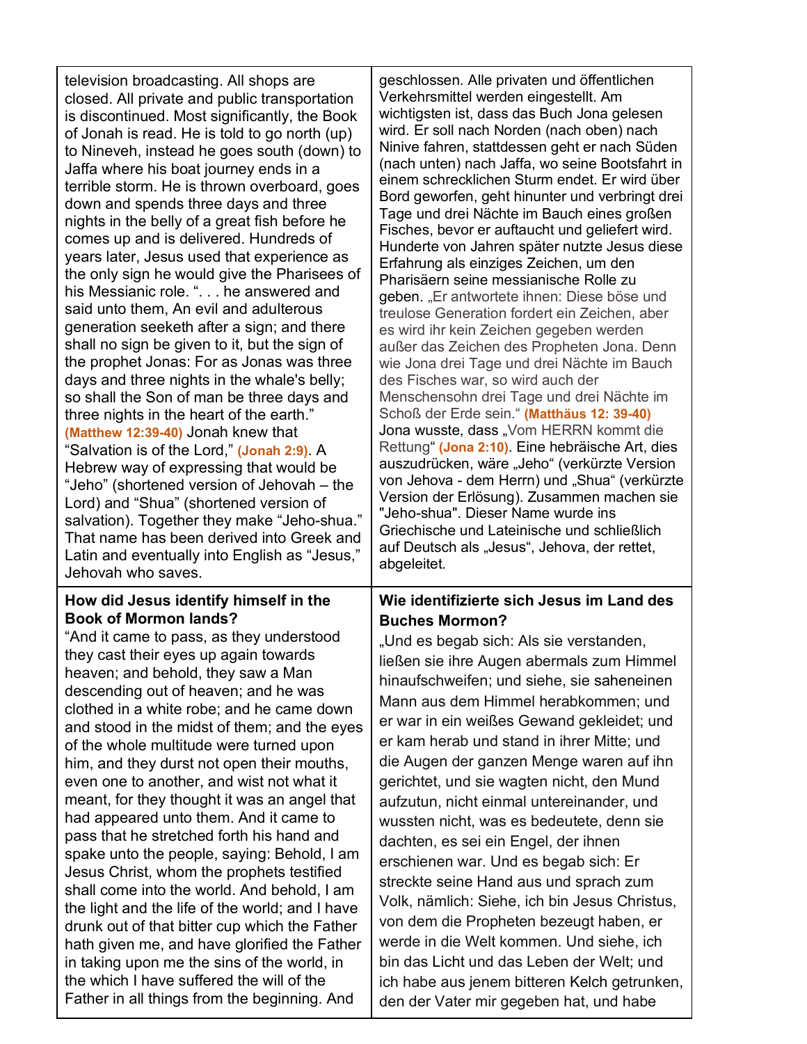| | |
|---|---|
| television broadcasting. All shops are closed. All private and public transportation is discontinued. Most significantly, the Book of Jonah is read. He is told to go north (up) to Nineveh, instead he goes south (down) to Jaffa where his boat journey ends in a terrible storm. He is thrown overboard, goes down and spends three days and three nights in the belly of a great fish before he comes up and is delivered. Hundreds of years later, Jesus used that experience as the only sign he would give the Pharisees of his Messianic role. ". . . he answered and said unto them, An evil and adulterous generation seeketh after a sign; and there shall no sign be given to it, but the sign of the prophet Jonas: For as Jonas was three days and three nights in the whale's belly; so shall the Son of man be three days and three nights in the heart of the earth." **(Matthew 12:39-40)** Jonah knew that "Salvation is of the Lord," **(Jonah 2:9)**. A Hebrew way of expressing that would be "Jeho" (shortened version of Jehovah – the Lord) and "Shua" (shortened version of salvation). Together they make "Jeho-shua." That name has been derived into Greek and Latin and eventually into English as "Jesus," Jehovah who saves. | geschlossen. Alle privaten und öffentlichen Verkehrsmittel werden eingestellt. Am wichtigsten ist, dass das Buch Jona gelesen wird. Er soll nach Norden (nach oben) nach Ninive fahren, stattdessen geht er nach Süden (nach unten) nach Jaffa, wo seine Bootsfahrt in einem schrecklichen Sturm endet. Er wird über Bord geworfen, geht hinunter und verbringt drei Tage und drei Nächte im Bauch eines großen Fisches, bevor er auftaucht und geliefert wird. Hunderte von Jahren später nutzte Jesus diese Erfahrung als einziges Zeichen, um den Pharisäern seine messianische Rolle zu geben. „Er antwortete ihnen: Diese böse und treulose Generation fordert ein Zeichen, aber es wird ihr kein Zeichen gegeben werden außer das Zeichen des Propheten Jona. Denn wie Jona drei Tage und drei Nächte im Bauch des Fisches war, so wird auch der Menschensohn drei Tage und drei Nächte im Schoß der Erde sein." **(Matthäus 12: 39-40)** Jona wusste, dass „Vom HERRN kommt die Rettung" **(Jona 2:10)**. Eine hebräische Art, dies auszudrücken, wäre „Jeho" (verkürzte Version von Jehova - dem Herrn) und „Shua" (verkürzte Version der Erlösung). Zusammen machen sie "Jeho-shua". Dieser Name wurde ins Griechische und Lateinische und schließlich auf Deutsch als „Jesus", Jehova, der rettet, abgeleitet. |
| **How did Jesus identify himself in the Book of Mormon lands?** "And it came to pass, as they understood they cast their eyes up again towards heaven; and behold, they saw a Man descending out of heaven; and he was clothed in a white robe; and he came down and stood in the midst of them; and the eyes of the whole multitude were turned upon him, and they durst not open their mouths, even one to another, and wist not what it meant, for they thought it was an angel that had appeared unto them. And it came to pass that he stretched forth his hand and spake unto the people, saying: Behold, I am Jesus Christ, whom the prophets testified shall come into the world. And behold, I am the light and the life of the world; and I have drunk out of that bitter cup which the Father hath given me, and have glorified the Father in taking upon me the sins of the world, in the which I have suffered the will of the Father in all things from the beginning. And | **Wie identifizierte sich Jesus im Land des Buches Mormon?** „Und es begab sich: Als sie verstanden, ließen sie ihre Augen abermals zum Himmel hinaufschweifen; und siehe, sie saheneinen Mann aus dem Himmel herabkommen; und er war in ein weißes Gewand gekleidet; und er kam herab und stand in ihrer Mitte; und die Augen der ganzen Menge waren auf ihn gerichtet, und sie wagten nicht, den Mund aufzutun, nicht einmal untereinander, und wussten nicht, was es bedeutete, denn sie dachten, es sei ein Engel, der ihnen erschienen war. Und es begab sich: Er streckte seine Hand aus und sprach zum Volk, nämlich: Siehe, ich bin Jesus Christus, von dem die Propheten bezeugt haben, er werde in die Welt kommen. Und siehe, ich bin das Licht und das Leben der Welt; und ich habe aus jenem bitteren Kelch getrunken, den der Vater mir gegeben hat, und habe |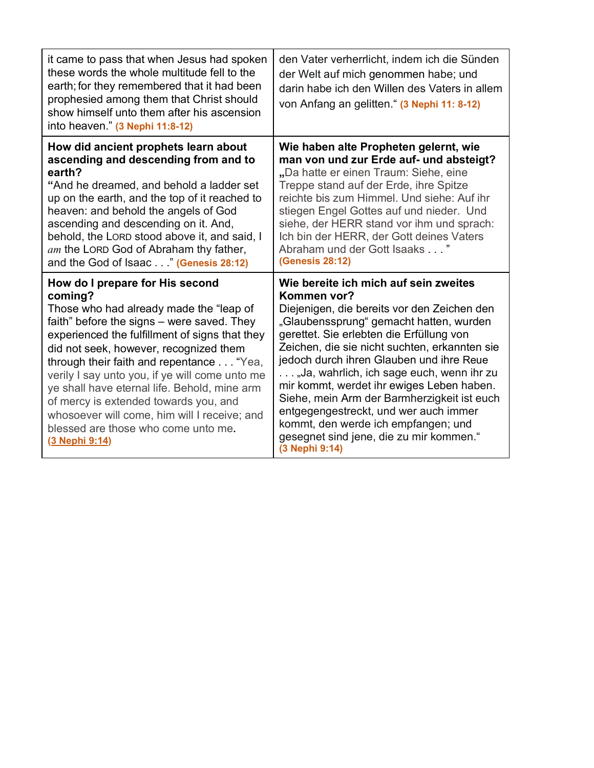| | |
|---|---|
| it came to pass that when Jesus had spoken these words the whole multitude fell to the earth; for they remembered that it had been prophesied among them that Christ should show himself unto them after his ascension into heaven." **(3 Nephi 11:8-12)** | den Vater verherrlicht, indem ich die Sünden der Welt auf mich genommen habe; und darin habe ich den Willen des Vaters in allem von Anfang an gelitten." **(3 Nephi 11: 8-12)** |
| **How did ancient prophets learn about ascending and descending from and to earth?** **"**And he dreamed, and behold a ladder set up on the earth, and the top of it reached to heaven: and behold the angels of God ascending and descending on it. And, behold, the LORD stood above it, and said, I *am* the LORD God of Abraham thy father, and the God of Isaac . . ." **(Genesis 28:12)** | **Wie haben alte Propheten gelernt, wie man von und zur Erde auf- und absteigt?** **„**Da hatte er einen Traum: Siehe, eine Treppe stand auf der Erde, ihre Spitze reichte bis zum Himmel. Und siehe: Auf ihr stiegen Engel Gottes auf und nieder. Und siehe, der HERR stand vor ihm und sprach: Ich bin der HERR, der Gott deines Vaters Abraham und der Gott Isaaks . . . " **(Genesis 28:12)** |
| **How do I prepare for His second coming?** Those who had already made the "leap of faith" before the signs – were saved. They experienced the fulfillment of signs that they did not seek, however, recognized them through their faith and repentance . . . "Yea, verily I say unto you, if ye will come unto me ye shall have eternal life. Behold, mine arm of mercy is extended towards you, and whosoever will come, him will I receive; and blessed are those who come unto me**.** **(3 Nephi 9:14)** | **Wie bereite ich mich auf sein zweites Kommen vor?** Diejenigen, die bereits vor den Zeichen den „Glaubenssprung" gemacht hatten, wurden gerettet. Sie erlebten die Erfüllung von Zeichen, die sie nicht suchten, erkannten sie jedoch durch ihren Glauben und ihre Reue . . . „Ja, wahrlich, ich sage euch, wenn ihr zu mir kommt, werdet ihr ewiges Leben haben. Siehe, mein Arm der Barmherzigkeit ist euch entgegengestreckt, und wer auch immer kommt, den werde ich empfangen; und gesegnet sind jene, die zu mir kommen." **(3 Nephi 9:14)** |